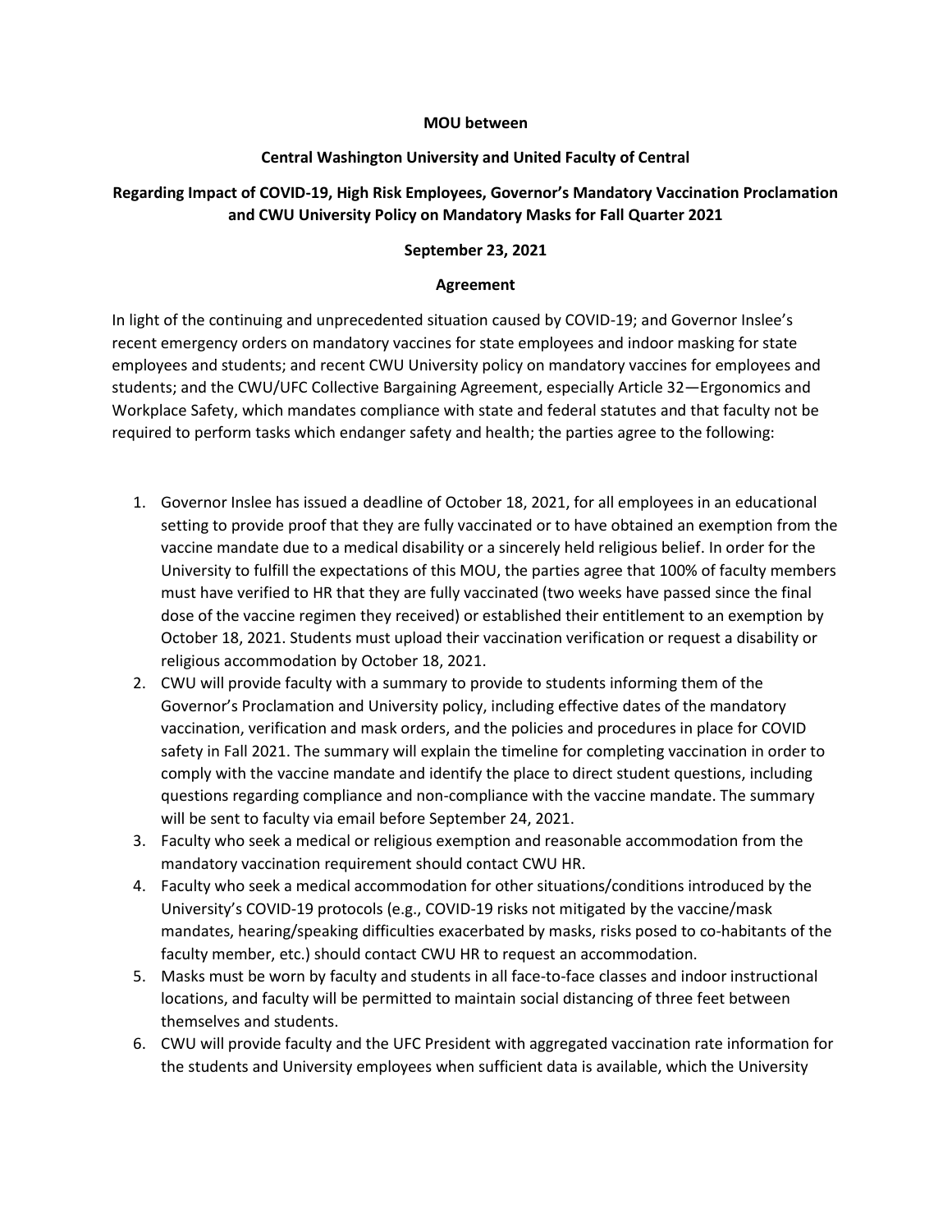**MOU between**

**Central Washington University and United Faculty of Central**

**Regarding Impact of COVID-19, High Risk Employees, Governor's Mandatory Vaccination Proclamation and CWU University Policy on Mandatory Masks for Fall Quarter 2021**

**September 23, 2021**

**Agreement**

In light of the continuing and unprecedented situation caused by COVID-19; and Governor Inslee's recent emergency orders on mandatory vaccines for state employees and indoor masking for state employees and students; and recent CWU University policy on mandatory vaccines for employees and students; and the CWU/UFC Collective Bargaining Agreement, especially Article 32—Ergonomics and Workplace Safety, which mandates compliance with state and federal statutes and that faculty not be required to perform tasks which endanger safety and health; the parties agree to the following:

1. Governor Inslee has issued a deadline of October 18, 2021, for all employees in an educational setting to provide proof that they are fully vaccinated or to have obtained an exemption from the vaccine mandate due to a medical disability or a sincerely held religious belief. In order for the University to fulfill the expectations of this MOU, the parties agree that 100% of faculty members must have verified to HR that they are fully vaccinated (two weeks have passed since the final dose of the vaccine regimen they received) or established their entitlement to an exemption by October 18, 2021. Students must upload their vaccination verification or request a disability or religious accommodation by October 18, 2021.
2. CWU will provide faculty with a summary to provide to students informing them of the Governor's Proclamation and University policy, including effective dates of the mandatory vaccination, verification and mask orders, and the policies and procedures in place for COVID safety in Fall 2021. The summary will explain the timeline for completing vaccination in order to comply with the vaccine mandate and identify the place to direct student questions, including questions regarding compliance and non-compliance with the vaccine mandate. The summary will be sent to faculty via email before September 24, 2021.
3. Faculty who seek a medical or religious exemption and reasonable accommodation from the mandatory vaccination requirement should contact CWU HR.
4. Faculty who seek a medical accommodation for other situations/conditions introduced by the University's COVID-19 protocols (e.g., COVID-19 risks not mitigated by the vaccine/mask mandates, hearing/speaking difficulties exacerbated by masks, risks posed to co-habitants of the faculty member, etc.) should contact CWU HR to request an accommodation.
5. Masks must be worn by faculty and students in all face-to-face classes and indoor instructional locations, and faculty will be permitted to maintain social distancing of three feet between themselves and students.
6. CWU will provide faculty and the UFC President with aggregated vaccination rate information for the students and University employees when sufficient data is available, which the University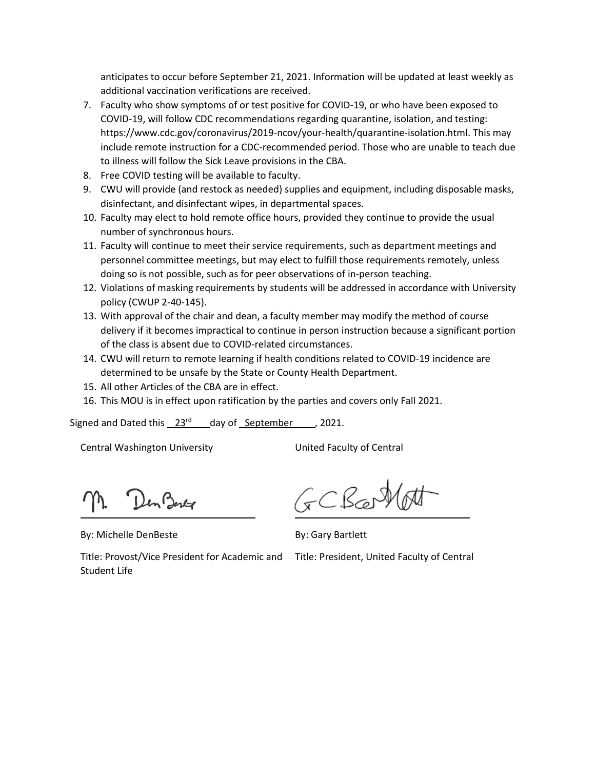anticipates to occur before September 21, 2021. Information will be updated at least weekly as additional vaccination verifications are received.

7. Faculty who show symptoms of or test positive for COVID-19, or who have been exposed to COVID-19, will follow CDC recommendations regarding quarantine, isolation, and testing: https://www.cdc.gov/coronavirus/2019-ncov/your-health/quarantine-isolation.html. This may include remote instruction for a CDC-recommended period. Those who are unable to teach due to illness will follow the Sick Leave provisions in the CBA.
8. Free COVID testing will be available to faculty.
9. CWU will provide (and restock as needed) supplies and equipment, including disposable masks, disinfectant, and disinfectant wipes, in departmental spaces.
10. Faculty may elect to hold remote office hours, provided they continue to provide the usual number of synchronous hours.
11. Faculty will continue to meet their service requirements, such as department meetings and personnel committee meetings, but may elect to fulfill those requirements remotely, unless doing so is not possible, such as for peer observations of in-person teaching.
12. Violations of masking requirements by students will be addressed in accordance with University policy (CWUP 2-40-145).
13. With approval of the chair and dean, a faculty member may modify the method of course delivery if it becomes impractical to continue in person instruction because a significant portion of the class is absent due to COVID-related circumstances.
14. CWU will return to remote learning if health conditions related to COVID-19 incidence are determined to be unsafe by the State or County Health Department.
15. All other Articles of the CBA are in effect.
16. This MOU is in effect upon ratification by the parties and covers only Fall 2021.

Signed and Dated this 23rd day of September, 2021.

Central Washington University

M. DenBeste

By: Michelle DenBeste

Title: Provost/Vice President for Academic and Student Life

United Faculty of Central

G C Bartlett

By: Gary Bartlett

Title: President, United Faculty of Central